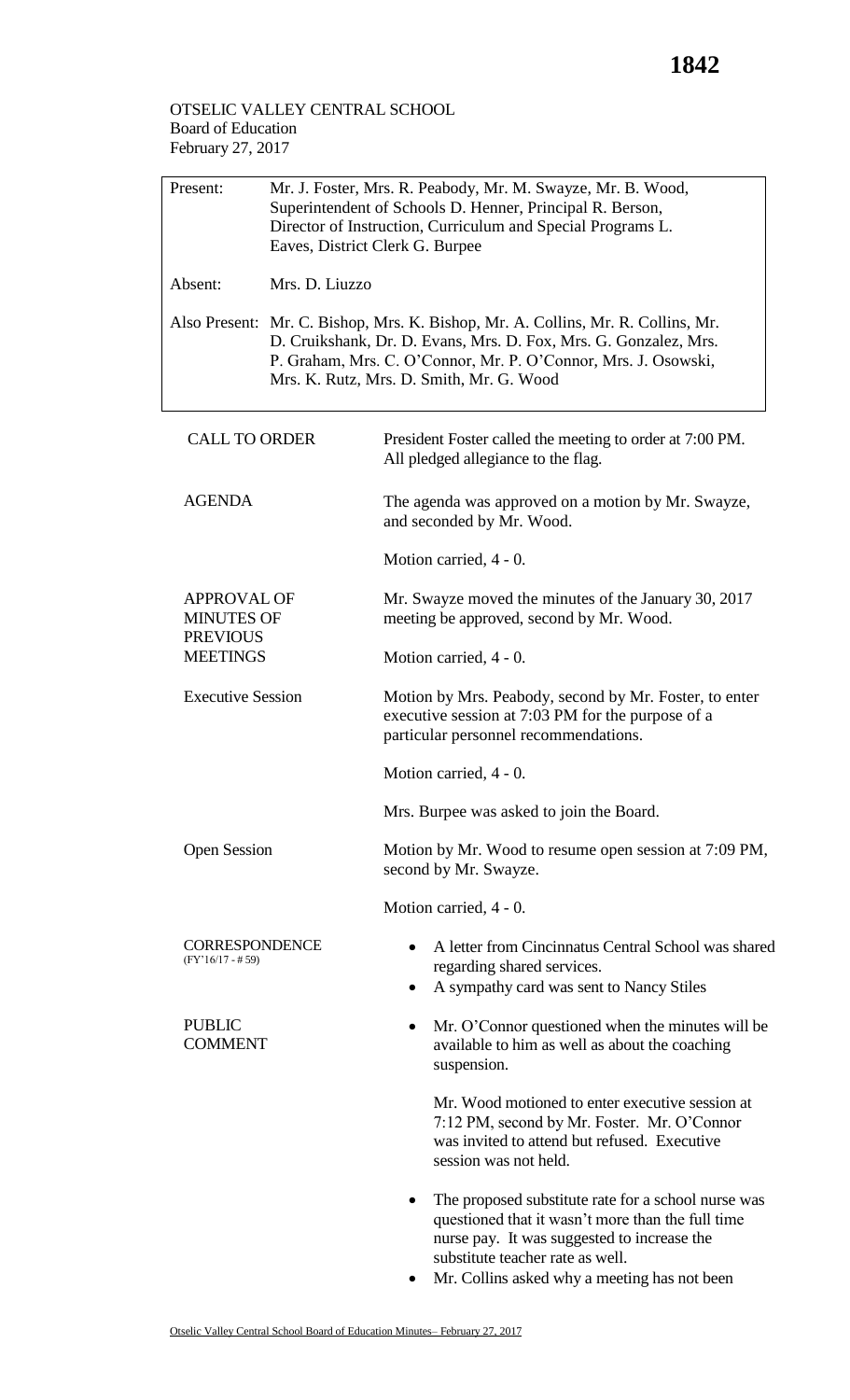OTSELIC VALLEY CENTRAL SCHOOL
Board of Education
February 27, 2017

| | |
|---|---|
| Present: | Mr. J. Foster, Mrs. R. Peabody, Mr. M. Swayze, Mr. B. Wood, Superintendent of Schools D. Henner, Principal R. Berson, Director of Instruction, Curriculum and Special Programs L. Eaves, District Clerk G. Burpee |
| Absent: | Mrs. D. Liuzzo |
| Also Present: | Mr. C. Bishop, Mrs. K. Bishop, Mr. A. Collins, Mr. R. Collins, Mr. D. Cruikshank, Dr. D. Evans, Mrs. D. Fox, Mrs. G. Gonzalez, Mrs. P. Graham, Mrs. C. O'Connor, Mr. P. O'Connor, Mrs. J. Osowski, Mrs. K. Rutz, Mrs. D. Smith, Mr. G. Wood |

**CALL TO ORDER**

President Foster called the meeting to order at 7:00 PM. All pledged allegiance to the flag.

**AGENDA**

The agenda was approved on a motion by Mr. Swayze, and seconded by Mr. Wood.

Motion carried, 4 - 0.

**APPROVAL OF MINUTES OF PREVIOUS MEETINGS**

Mr. Swayze moved the minutes of the January 30, 2017 meeting be approved, second by Mr. Wood.

Motion carried, 4 - 0.

**Executive Session**

Motion by Mrs. Peabody, second by Mr. Foster, to enter executive session at 7:03 PM for the purpose of a particular personnel recommendations.

Motion carried, 4 - 0.

Mrs. Burpee was asked to join the Board.

**Open Session**

Motion by Mr. Wood to resume open session at 7:09 PM, second by Mr. Swayze.

Motion carried, 4 - 0.

**CORRESPONDENCE**
(FY'16/17 - # 59)

- A letter from Cincinnatus Central School was shared regarding shared services.
- A sympathy card was sent to Nancy Stiles

**PUBLIC COMMENT**

- Mr. O'Connor questioned when the minutes will be available to him as well as about the coaching suspension.

  Mr. Wood motioned to enter executive session at 7:12 PM, second by Mr. Foster. Mr. O'Connor was invited to attend but refused. Executive session was not held.

- The proposed substitute rate for a school nurse was questioned that it wasn't more than the full time nurse pay. It was suggested to increase the substitute teacher rate as well.
- Mr. Collins asked why a meeting has not been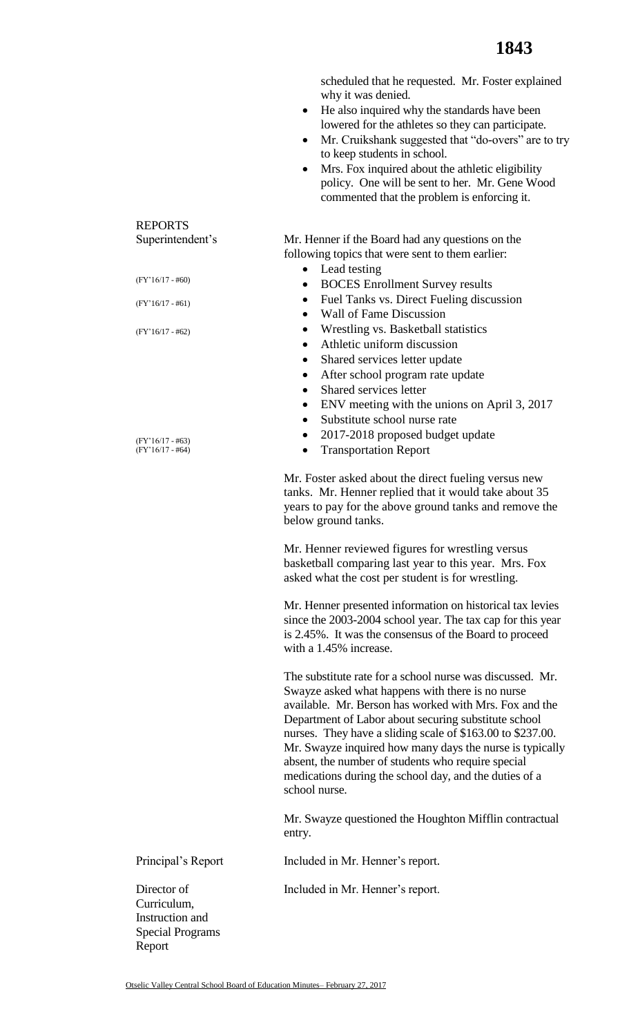scheduled that he requested. Mr. Foster explained why it was denied.

- He also inquired why the standards have been lowered for the athletes so they can participate.
- Mr. Cruikshank suggested that "do-overs" are to try to keep students in school.
- Mrs. Fox inquired about the athletic eligibility policy. One will be sent to her. Mr. Gene Wood commented that the problem is enforcing it.

## REPORTS

### Superintendent's

Mr. Henner if the Board had any questions on the following topics that were sent to them earlier:

- Lead testing
- BOCES Enrollment Survey results (FY'16/17 - #60)
- Fuel Tanks vs. Direct Fueling discussion (FY'16/17 - #61)
- Wall of Fame Discussion
- Wrestling vs. Basketball statistics (FY'16/17 - #62)
- Athletic uniform discussion
- Shared services letter update
- After school program rate update
- Shared services letter
- ENV meeting with the unions on April 3, 2017
- Substitute school nurse rate
- 2017-2018 proposed budget update (FY'16/17 - #63)
- Transportation Report (FY'16/17 - #64)

Mr. Foster asked about the direct fueling versus new tanks. Mr. Henner replied that it would take about 35 years to pay for the above ground tanks and remove the below ground tanks.

Mr. Henner reviewed figures for wrestling versus basketball comparing last year to this year. Mrs. Fox asked what the cost per student is for wrestling.

Mr. Henner presented information on historical tax levies since the 2003-2004 school year. The tax cap for this year is 2.45%. It was the consensus of the Board to proceed with a 1.45% increase.

The substitute rate for a school nurse was discussed. Mr. Swayze asked what happens with there is no nurse available. Mr. Berson has worked with Mrs. Fox and the Department of Labor about securing substitute school nurses. They have a sliding scale of $163.00 to $237.00. Mr. Swayze inquired how many days the nurse is typically absent, the number of students who require special medications during the school day, and the duties of a school nurse.

Mr. Swayze questioned the Houghton Mifflin contractual entry.

### Principal's Report

Included in Mr. Henner's report.

### Director of Curriculum, Instruction and Special Programs Report

Included in Mr. Henner's report.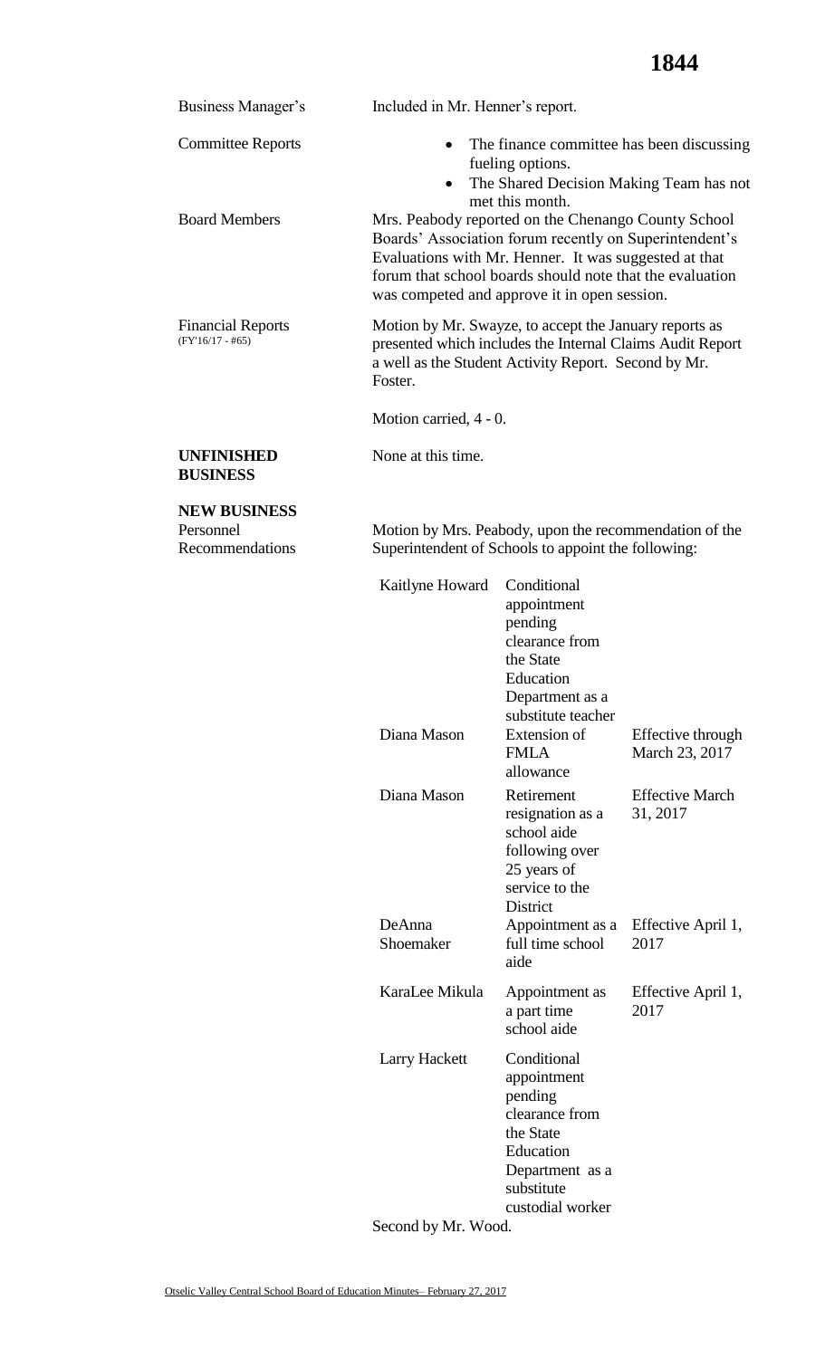| | |
|---|---|
| Business Manager's | Included in Mr. Henner's report. |
| Committee Reports | • The finance committee has been discussing fueling options. • The Shared Decision Making Team has not met this month. |
| Board Members | Mrs. Peabody reported on the Chenango County School Boards' Association forum recently on Superintendent's Evaluations with Mr. Henner. It was suggested at that forum that school boards should note that the evaluation was competed and approve it in open session. |
| Financial Reports (FY'16/17 - #65) | Motion by Mr. Swayze, to accept the January reports as presented which includes the Internal Claims Audit Report a well as the Student Activity Report. Second by Mr. Foster. |
| | Motion carried, 4 - 0. |

**UNFINISHED BUSINESS**

None at this time.

**NEW BUSINESS**

Personnel Recommendations

Motion by Mrs. Peabody, upon the recommendation of the Superintendent of Schools to appoint the following:

| | | |
|---|---|---|
| Kaitlyne Howard | Conditional appointment pending clearance from the State Education Department as a substitute teacher | |
| Diana Mason | Extension of FMLA allowance | Effective through March 23, 2017 |
| Diana Mason | Retirement resignation as a school aide following over 25 years of service to the District | Effective March 31, 2017 |
| DeAnna Shoemaker | Appointment as a full time school aide | Effective April 1, 2017 |
| KaraLee Mikula | Appointment as a part time school aide | Effective April 1, 2017 |
| Larry Hackett | Conditional appointment pending clearance from the State Education Department as a substitute custodial worker | |

Second by Mr. Wood.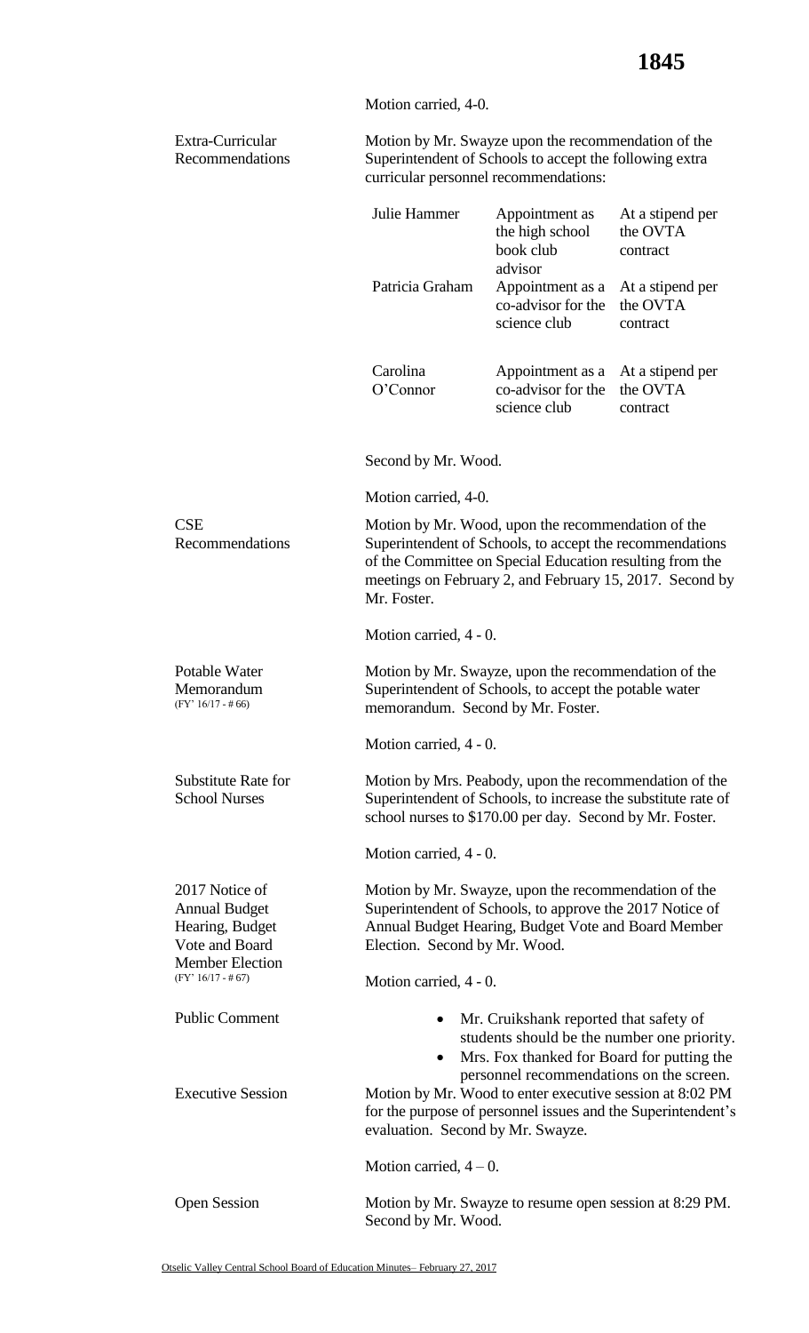Motion carried, 4-0.

**Extra-Curricular Recommendations**

Motion by Mr. Swayze upon the recommendation of the Superintendent of Schools to accept the following extra curricular personnel recommendations:

| | | |
|---|---|---|
| Julie Hammer | Appointment as the high school book club advisor | At a stipend per the OVTA contract |
| Patricia Graham | Appointment as a co-advisor for the science club | At a stipend per the OVTA contract |
| Carolina O'Connor | Appointment as a co-advisor for the science club | At a stipend per the OVTA contract |

Second by Mr. Wood.

Motion carried, 4-0.

**CSE Recommendations**

Motion by Mr. Wood, upon the recommendation of the Superintendent of Schools, to accept the recommendations of the Committee on Special Education resulting from the meetings on February 2, and February 15, 2017. Second by Mr. Foster.

Motion carried, 4 - 0.

**Potable Water Memorandum**
(FY' 16/17 - # 66)

Motion by Mr. Swayze, upon the recommendation of the Superintendent of Schools, to accept the potable water memorandum. Second by Mr. Foster.

Motion carried, 4 - 0.

**Substitute Rate for School Nurses**

Motion by Mrs. Peabody, upon the recommendation of the Superintendent of Schools, to increase the substitute rate of school nurses to $170.00 per day. Second by Mr. Foster.

Motion carried, 4 - 0.

**2017 Notice of Annual Budget Hearing, Budget Vote and Board Member Election**
(FY' 16/17 - # 67)

Motion by Mr. Swayze, upon the recommendation of the Superintendent of Schools, to approve the 2017 Notice of Annual Budget Hearing, Budget Vote and Board Member Election. Second by Mr. Wood.

Motion carried, 4 - 0.

**Public Comment**

- Mr. Cruikshank reported that safety of students should be the number one priority.
- Mrs. Fox thanked for Board for putting the personnel recommendations on the screen.

**Executive Session**

Motion by Mr. Wood to enter executive session at 8:02 PM for the purpose of personnel issues and the Superintendent's evaluation. Second by Mr. Swayze.

Motion carried, 4 – 0.

**Open Session**

Motion by Mr. Swayze to resume open session at 8:29 PM. Second by Mr. Wood.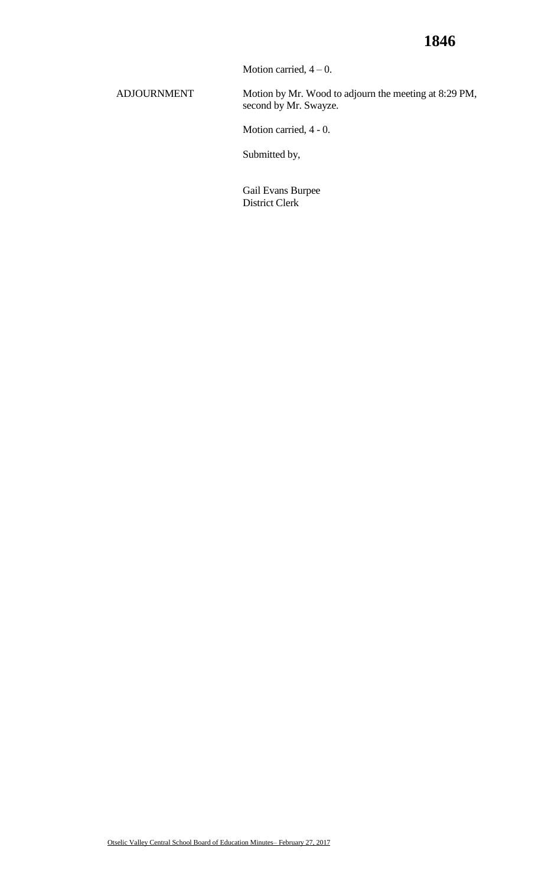Motion carried, 4 – 0.

ADJOURNMENT

Motion by Mr. Wood to adjourn the meeting at 8:29 PM, second by Mr. Swayze.

Motion carried, 4 - 0.

Submitted by,

Gail Evans Burpee
District Clerk